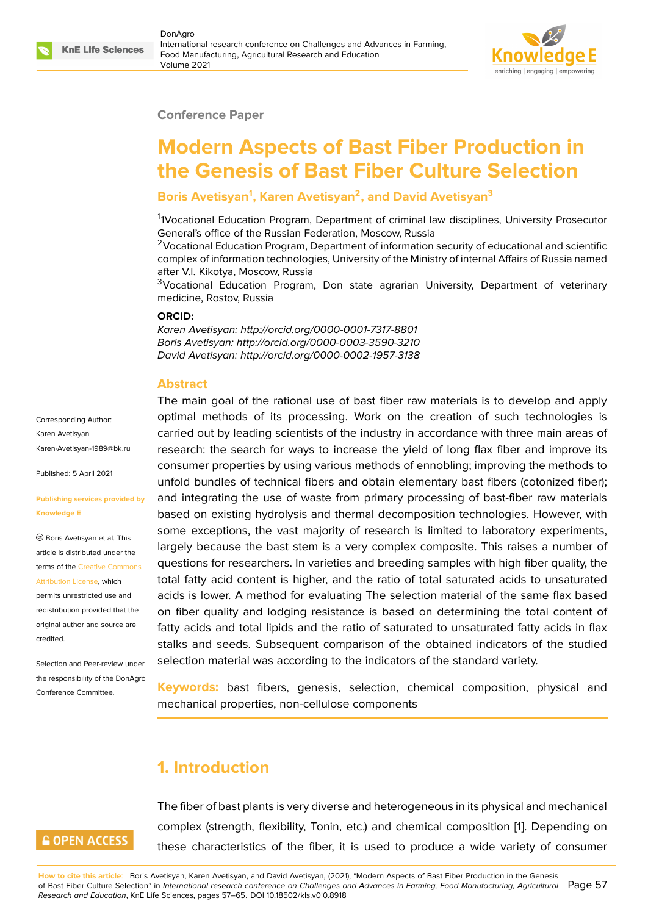Conference Paper

# Modern Aspects of Bast Fiber Production in the Genesis of Bast Fiber Culture Selection

**Boris Avetisyan[1], Karen Avetisyan[2], and David Avetisyan[3]**

[1]1Vocational Education Program, Department of criminal law disciplines, University Prosecutor General's office of the Russian Federation, Moscow, Russia
[2]Vocational Education Program, Department of information security of educational and scientific complex of information technologies, University of the Ministry of internal Affairs of Russia named after V.I. Kikotya, Moscow, Russia
[3]Vocational Education Program, Don state agrarian University, Department of veterinary medicine, Rostov, Russia

**ORCID:**
*Karen Avetisyan: http://orcid.org/0000-0001-7317-8801*
*Boris Avetisyan: http://orcid.org/0000-0003-3590-3210*
*David Avetisyan: http://orcid.org/0000-0002-1957-3138*

Corresponding Author:
Karen Avetisyan
Karen-Avetisyan-1989@bk.ru

Published: 5 April 2021

Publishing services provided by Knowledge E

© Boris Avetisyan et al. This article is distributed under the terms of the Creative Commons Attribution License, which permits unrestricted use and redistribution provided that the original author and source are credited.

Selection and Peer-review under the responsibility of the DonAgro Conference Committee.

OPEN ACCESS

## Abstract

The main goal of the rational use of bast fiber raw materials is to develop and apply optimal methods of its processing. Work on the creation of such technologies is carried out by leading scientists of the industry in accordance with three main areas of research: the search for ways to increase the yield of long flax fiber and improve its consumer properties by using various methods of ennobling; improving the methods to unfold bundles of technical fibers and obtain elementary bast fibers (cotonized fiber); and integrating the use of waste from primary processing of bast-fiber raw materials based on existing hydrolysis and thermal decomposition technologies. However, with some exceptions, the vast majority of research is limited to laboratory experiments, largely because the bast stem is a very complex composite. This raises a number of questions for researchers. In varieties and breeding samples with high fiber quality, the total fatty acid content is higher, and the ratio of total saturated acids to unsaturated acids is lower. A method for evaluating The selection material of the same flax based on fiber quality and lodging resistance is based on determining the total content of fatty acids and total lipids and the ratio of saturated to unsaturated fatty acids in flax stalks and seeds. Subsequent comparison of the obtained indicators of the studied selection material was according to the indicators of the standard variety.

**Keywords:** bast fibers, genesis, selection, chemical composition, physical and mechanical properties, non-cellulose components

## 1. Introduction

The fiber of bast plants is very diverse and heterogeneous in its physical and mechanical complex (strength, flexibility, Tonin, etc.) and chemical composition [1]. Depending on these characteristics of the fiber, it is used to produce a wide variety of consumer

**How to cite this article**: Boris Avetisyan, Karen Avetisyan, and David Avetisyan, (2021), "Modern Aspects of Bast Fiber Production in the Genesis of Bast Fiber Culture Selection" in *International research conference on Challenges and Advances in Farming, Food Manufacturing, Agricultural Research and Education*, KnE Life Sciences, pages 57–65. DOI 10.18502/kls.v0i0.8918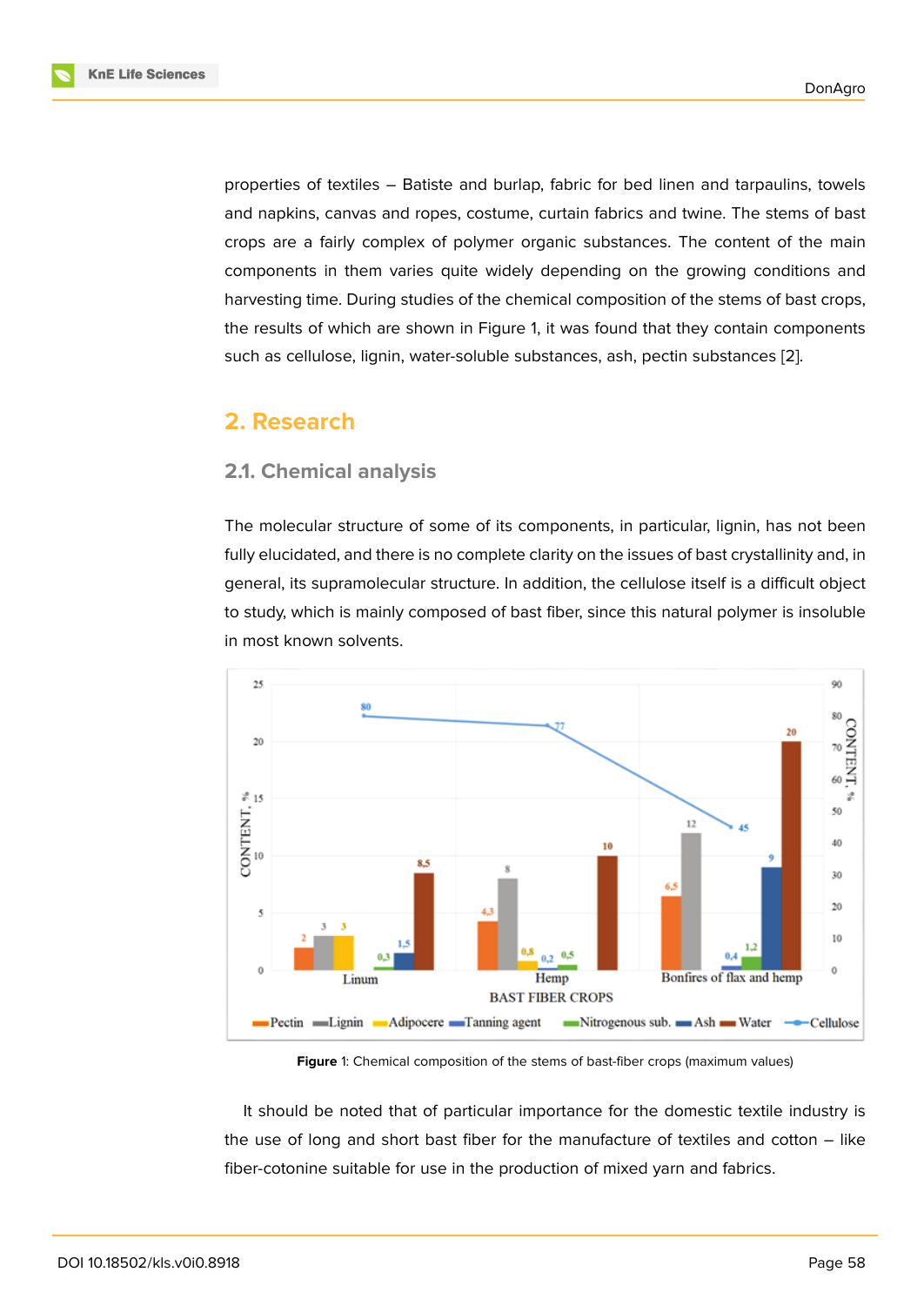properties of textiles – Batiste and burlap, fabric for bed linen and tarpaulins, towels and napkins, canvas and ropes, costume, curtain fabrics and twine. The stems of bast crops are a fairly complex of polymer organic substances. The content of the main components in them varies quite widely depending on the growing conditions and harvesting time. During studies of the chemical composition of the stems of bast crops, the results of which are shown in Figure 1, it was found that they contain components such as cellulose, lignin, water-soluble substances, ash, pectin substances [2].

## 2. Research

### 2.1. Chemical analysis

The molecular structure of some of its components, in particular, lignin, has not been fully elucidated, and there is no complete clarity on the issues of bast crystallinity and, in general, its supramolecular structure. In addition, the cellulose itself is a difficult object to study, which is mainly composed of bast fiber, since this natural polymer is insoluble in most known solvents.

**Figure** 1: Chemical composition of the stems of bast-fiber crops (maximum values)

It should be noted that of particular importance for the domestic textile industry is the use of long and short bast fiber for the manufacture of textiles and cotton – like fiber-cotonine suitable for use in the production of mixed yarn and fabrics.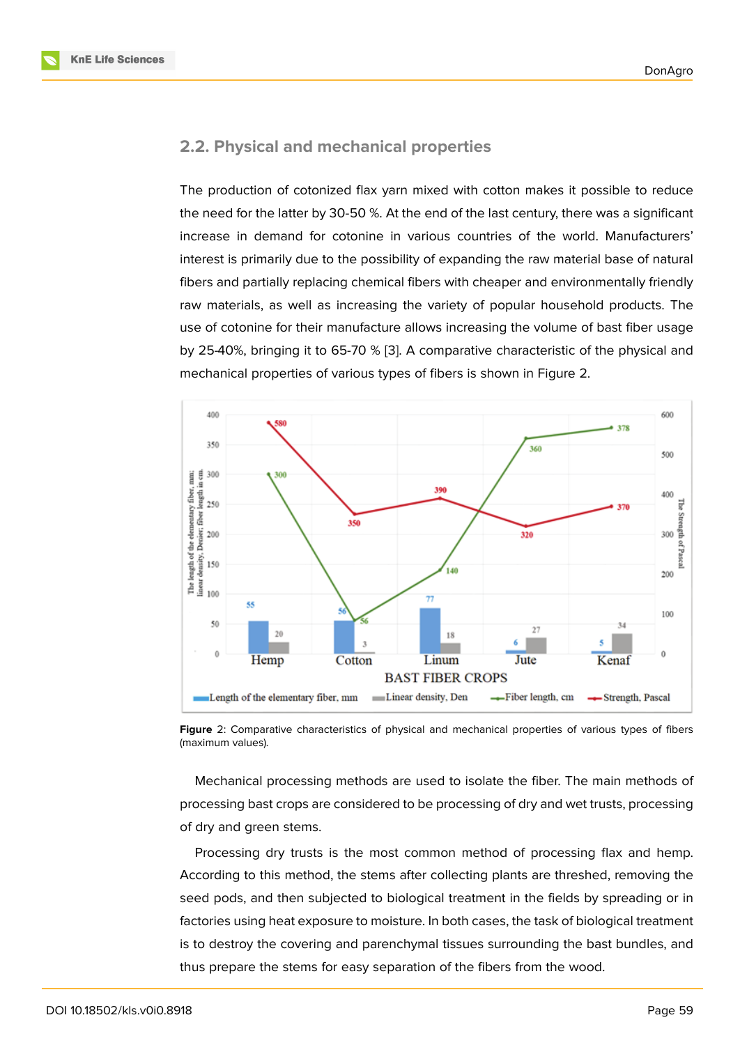## 2.2. Physical and mechanical properties

The production of cotonized flax yarn mixed with cotton makes it possible to reduce the need for the latter by 30-50 %. At the end of the last century, there was a significant increase in demand for cotonine in various countries of the world. Manufacturers' interest is primarily due to the possibility of expanding the raw material base of natural fibers and partially replacing chemical fibers with cheaper and environmentally friendly raw materials, as well as increasing the variety of popular household products. The use of cotonine for their manufacture allows increasing the volume of bast fiber usage by 25-40%, bringing it to 65-70 % [3]. A comparative characteristic of the physical and mechanical properties of various types of fibers is shown in Figure 2.

**Figure** 2: Comparative characteristics of physical and mechanical properties of various types of fibers (maximum values).

Mechanical processing methods are used to isolate the fiber. The main methods of processing bast crops are considered to be processing of dry and wet trusts, processing of dry and green stems.

Processing dry trusts is the most common method of processing flax and hemp. According to this method, the stems after collecting plants are threshed, removing the seed pods, and then subjected to biological treatment in the fields by spreading or in factories using heat exposure to moisture. In both cases, the task of biological treatment is to destroy the covering and parenchymal tissues surrounding the bast bundles, and thus prepare the stems for easy separation of the fibers from the wood.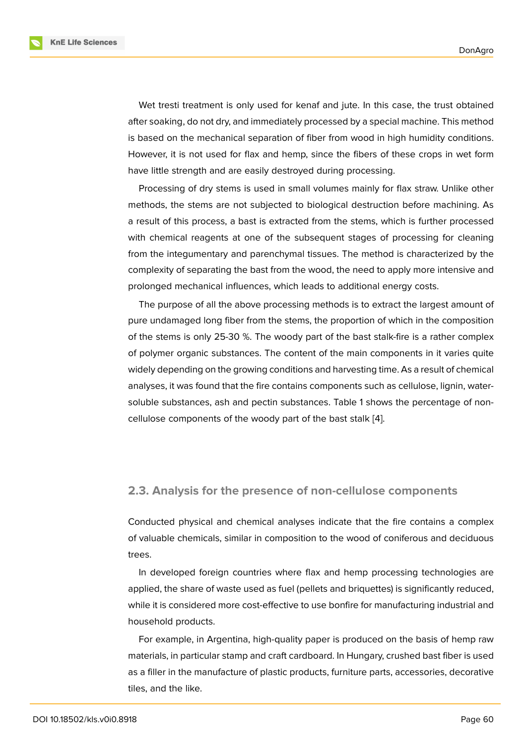Wet tresti treatment is only used for kenaf and jute. In this case, the trust obtained after soaking, do not dry, and immediately processed by a special machine. This method is based on the mechanical separation of fiber from wood in high humidity conditions. However, it is not used for flax and hemp, since the fibers of these crops in wet form have little strength and are easily destroyed during processing.

Processing of dry stems is used in small volumes mainly for flax straw. Unlike other methods, the stems are not subjected to biological destruction before machining. As a result of this process, a bast is extracted from the stems, which is further processed with chemical reagents at one of the subsequent stages of processing for cleaning from the integumentary and parenchymal tissues. The method is characterized by the complexity of separating the bast from the wood, the need to apply more intensive and prolonged mechanical influences, which leads to additional energy costs.

The purpose of all the above processing methods is to extract the largest amount of pure undamaged long fiber from the stems, the proportion of which in the composition of the stems is only 25-30 %. The woody part of the bast stalk-fire is a rather complex of polymer organic substances. The content of the main components in it varies quite widely depending on the growing conditions and harvesting time. As a result of chemical analyses, it was found that the fire contains components such as cellulose, lignin, water-soluble substances, ash and pectin substances. Table 1 shows the percentage of non-cellulose components of the woody part of the bast stalk [4].

## 2.3. Analysis for the presence of non-cellulose components

Conducted physical and chemical analyses indicate that the fire contains a complex of valuable chemicals, similar in composition to the wood of coniferous and deciduous trees.

In developed foreign countries where flax and hemp processing technologies are applied, the share of waste used as fuel (pellets and briquettes) is significantly reduced, while it is considered more cost-effective to use bonfire for manufacturing industrial and household products.

For example, in Argentina, high-quality paper is produced on the basis of hemp raw materials, in particular stamp and craft cardboard. In Hungary, crushed bast fiber is used as a filler in the manufacture of plastic products, furniture parts, accessories, decorative tiles, and the like.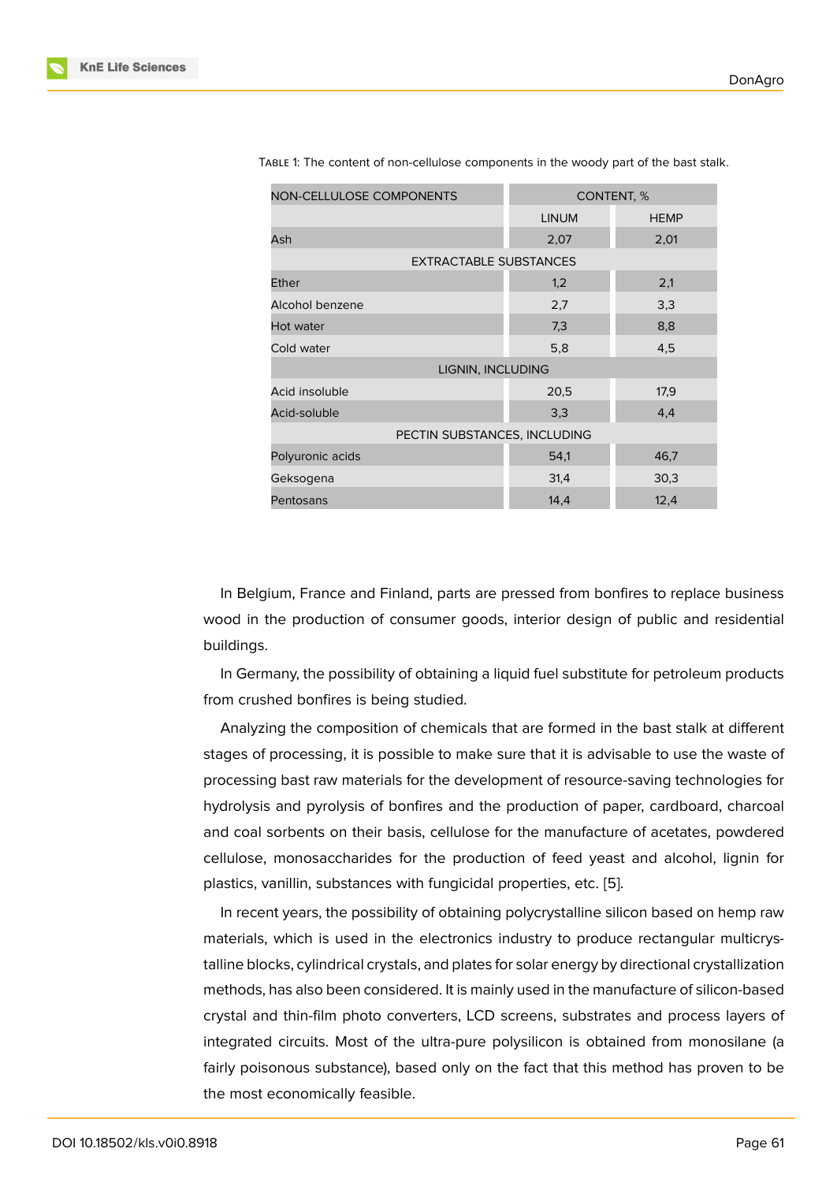Table 1: The content of non-cellulose components in the woody part of the bast stalk.

| NON-CELLULOSE COMPONENTS | CONTENT, % | |
|---|---|---|
| | LINUM | HEMP |
| Ash | 2,07 | 2,01 |
| EXTRACTABLE SUBSTANCES | | |
| Ether | 1,2 | 2,1 |
| Alcohol benzene | 2,7 | 3,3 |
| Hot water | 7,3 | 8,8 |
| Cold water | 5,8 | 4,5 |
| LIGNIN, INCLUDING | | |
| Acid insoluble | 20,5 | 17,9 |
| Acid-soluble | 3,3 | 4,4 |
| PECTIN SUBSTANCES, INCLUDING | | |
| Polyuronic acids | 54,1 | 46,7 |
| Geksogena | 31,4 | 30,3 |
| Pentosans | 14,4 | 12,4 |

In Belgium, France and Finland, parts are pressed from bonfires to replace business wood in the production of consumer goods, interior design of public and residential buildings.

In Germany, the possibility of obtaining a liquid fuel substitute for petroleum products from crushed bonfires is being studied.

Analyzing the composition of chemicals that are formed in the bast stalk at different stages of processing, it is possible to make sure that it is advisable to use the waste of processing bast raw materials for the development of resource-saving technologies for hydrolysis and pyrolysis of bonfires and the production of paper, cardboard, charcoal and coal sorbents on their basis, cellulose for the manufacture of acetates, powdered cellulose, monosaccharides for the production of feed yeast and alcohol, lignin for plastics, vanillin, substances with fungicidal properties, etc. [5].

In recent years, the possibility of obtaining polycrystalline silicon based on hemp raw materials, which is used in the electronics industry to produce rectangular multicrystalline blocks, cylindrical crystals, and plates for solar energy by directional crystallization methods, has also been considered. It is mainly used in the manufacture of silicon-based crystal and thin-film photo converters, LCD screens, substrates and process layers of integrated circuits. Most of the ultra-pure polysilicon is obtained from monosilane (a fairly poisonous substance), based only on the fact that this method has proven to be the most economically feasible.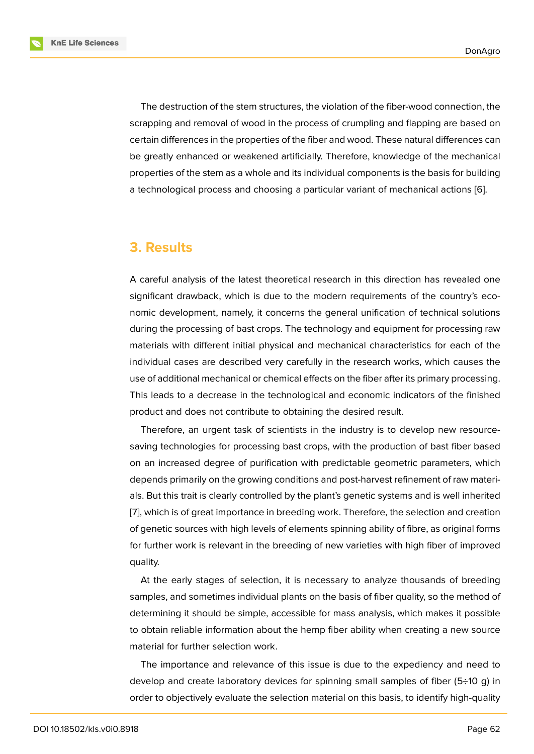The destruction of the stem structures, the violation of the fiber-wood connection, the scrapping and removal of wood in the process of crumpling and flapping are based on certain differences in the properties of the fiber and wood. These natural differences can be greatly enhanced or weakened artificially. Therefore, knowledge of the mechanical properties of the stem as a whole and its individual components is the basis for building a technological process and choosing a particular variant of mechanical actions [6].

## 3. Results

A careful analysis of the latest theoretical research in this direction has revealed one significant drawback, which is due to the modern requirements of the country's economic development, namely, it concerns the general unification of technical solutions during the processing of bast crops. The technology and equipment for processing raw materials with different initial physical and mechanical characteristics for each of the individual cases are described very carefully in the research works, which causes the use of additional mechanical or chemical effects on the fiber after its primary processing. This leads to a decrease in the technological and economic indicators of the finished product and does not contribute to obtaining the desired result.

Therefore, an urgent task of scientists in the industry is to develop new resource-saving technologies for processing bast crops, with the production of bast fiber based on an increased degree of purification with predictable geometric parameters, which depends primarily on the growing conditions and post-harvest refinement of raw materials. But this trait is clearly controlled by the plant's genetic systems and is well inherited [7], which is of great importance in breeding work. Therefore, the selection and creation of genetic sources with high levels of elements spinning ability of fibre, as original forms for further work is relevant in the breeding of new varieties with high fiber of improved quality.

At the early stages of selection, it is necessary to analyze thousands of breeding samples, and sometimes individual plants on the basis of fiber quality, so the method of determining it should be simple, accessible for mass analysis, which makes it possible to obtain reliable information about the hemp fiber ability when creating a new source material for further selection work.

The importance and relevance of this issue is due to the expediency and need to develop and create laboratory devices for spinning small samples of fiber (5÷10 g) in order to objectively evaluate the selection material on this basis, to identify high-quality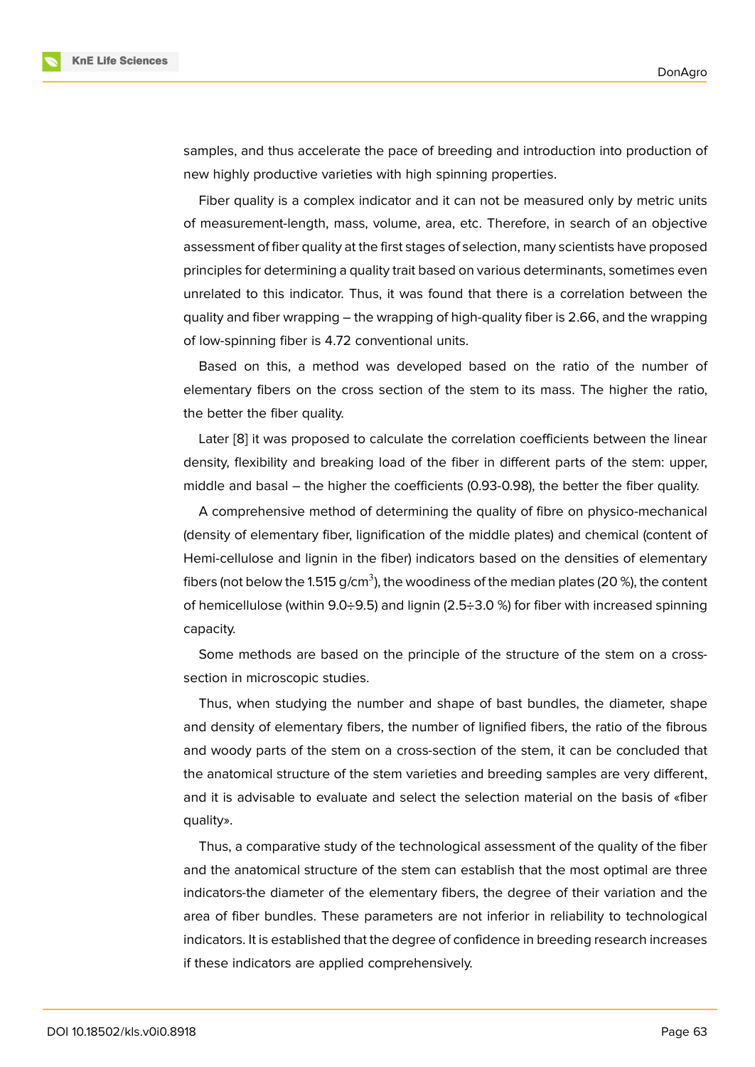samples, and thus accelerate the pace of breeding and introduction into production of new highly productive varieties with high spinning properties.

Fiber quality is a complex indicator and it can not be measured only by metric units of measurement-length, mass, volume, area, etc. Therefore, in search of an objective assessment of fiber quality at the first stages of selection, many scientists have proposed principles for determining a quality trait based on various determinants, sometimes even unrelated to this indicator. Thus, it was found that there is a correlation between the quality and fiber wrapping – the wrapping of high-quality fiber is 2.66, and the wrapping of low-spinning fiber is 4.72 conventional units.

Based on this, a method was developed based on the ratio of the number of elementary fibers on the cross section of the stem to its mass. The higher the ratio, the better the fiber quality.

Later [8] it was proposed to calculate the correlation coefficients between the linear density, flexibility and breaking load of the fiber in different parts of the stem: upper, middle and basal – the higher the coefficients (0.93-0.98), the better the fiber quality.

A comprehensive method of determining the quality of fibre on physico-mechanical (density of elementary fiber, lignification of the middle plates) and chemical (content of Hemi-cellulose and lignin in the fiber) indicators based on the densities of elementary fibers (not below the 1.515 g/cm$^3$), the woodiness of the median plates (20 %), the content of hemicellulose (within 9.0÷9.5) and lignin (2.5÷3.0 %) for fiber with increased spinning capacity.

Some methods are based on the principle of the structure of the stem on a cross-section in microscopic studies.

Thus, when studying the number and shape of bast bundles, the diameter, shape and density of elementary fibers, the number of lignified fibers, the ratio of the fibrous and woody parts of the stem on a cross-section of the stem, it can be concluded that the anatomical structure of the stem varieties and breeding samples are very different, and it is advisable to evaluate and select the selection material on the basis of «fiber quality».

Thus, a comparative study of the technological assessment of the quality of the fiber and the anatomical structure of the stem can establish that the most optimal are three indicators-the diameter of the elementary fibers, the degree of their variation and the area of fiber bundles. These parameters are not inferior in reliability to technological indicators. It is established that the degree of confidence in breeding research increases if these indicators are applied comprehensively.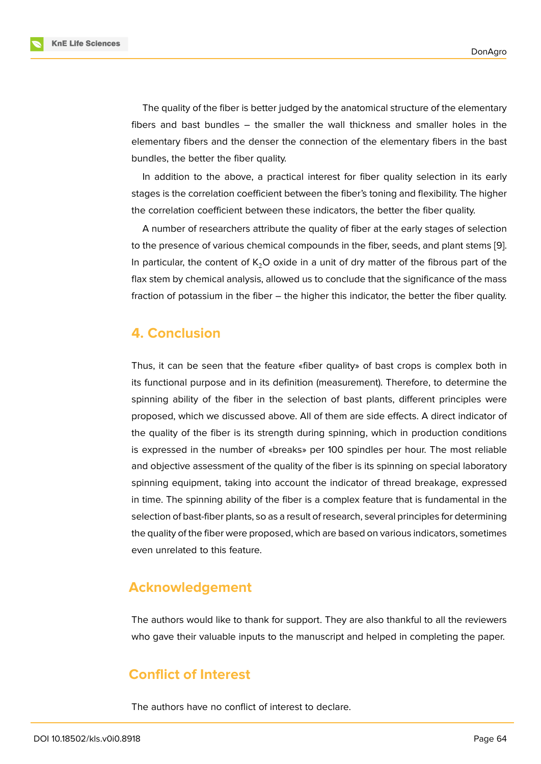The quality of the fiber is better judged by the anatomical structure of the elementary fibers and bast bundles – the smaller the wall thickness and smaller holes in the elementary fibers and the denser the connection of the elementary fibers in the bast bundles, the better the fiber quality.

In addition to the above, a practical interest for fiber quality selection in its early stages is the correlation coefficient between the fiber's toning and flexibility. The higher the correlation coefficient between these indicators, the better the fiber quality.

A number of researchers attribute the quality of fiber at the early stages of selection to the presence of various chemical compounds in the fiber, seeds, and plant stems [9]. In particular, the content of $K_2O$ oxide in a unit of dry matter of the fibrous part of the flax stem by chemical analysis, allowed us to conclude that the significance of the mass fraction of potassium in the fiber – the higher this indicator, the better the fiber quality.

## 4. Conclusion

Thus, it can be seen that the feature «fiber quality» of bast crops is complex both in its functional purpose and in its definition (measurement). Therefore, to determine the spinning ability of the fiber in the selection of bast plants, different principles were proposed, which we discussed above. All of them are side effects. A direct indicator of the quality of the fiber is its strength during spinning, which in production conditions is expressed in the number of «breaks» per 100 spindles per hour. The most reliable and objective assessment of the quality of the fiber is its spinning on special laboratory spinning equipment, taking into account the indicator of thread breakage, expressed in time. The spinning ability of the fiber is a complex feature that is fundamental in the selection of bast-fiber plants, so as a result of research, several principles for determining the quality of the fiber were proposed, which are based on various indicators, sometimes even unrelated to this feature.

## Acknowledgement

The authors would like to thank for support. They are also thankful to all the reviewers who gave their valuable inputs to the manuscript and helped in completing the paper.

## Conflict of Interest

The authors have no conflict of interest to declare.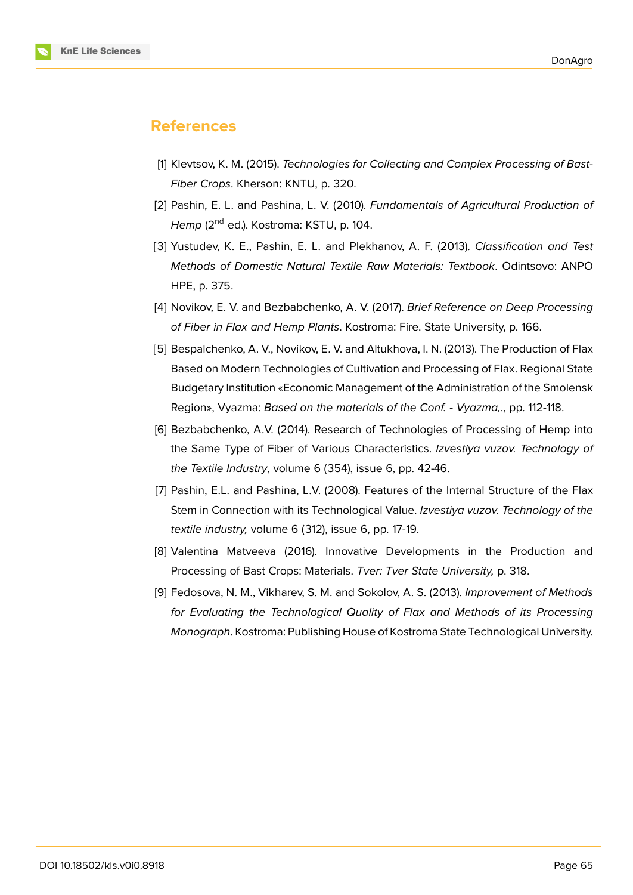## References

[1] Klevtsov, K. M. (2015). *Technologies for Collecting and Complex Processing of Bast-Fiber Crops*. Kherson: KNTU, p. 320.

[2] Pashin, E. L. and Pashina, L. V. (2010). *Fundamentals of Agricultural Production of Hemp* (2nd ed.). Kostroma: KSTU, p. 104.

[3] Yustudev, K. E., Pashin, E. L. and Plekhanov, A. F. (2013). *Classification and Test Methods of Domestic Natural Textile Raw Materials: Textbook*. Odintsovo: ANPO HPE, p. 375.

[4] Novikov, E. V. and Bezbabchenko, A. V. (2017). *Brief Reference on Deep Processing of Fiber in Flax and Hemp Plants*. Kostroma: Fire. State University, p. 166.

[5] Bespalchenko, A. V., Novikov, E. V. and Altukhova, I. N. (2013). The Production of Flax Based on Modern Technologies of Cultivation and Processing of Flax. Regional State Budgetary Institution «Economic Management of the Administration of the Smolensk Region», Vyazma: *Based on the materials of the Conf. - Vyazma,*., pp. 112-118.

[6] Bezbabchenko, A.V. (2014). Research of Technologies of Processing of Hemp into the Same Type of Fiber of Various Characteristics. *Izvestiya vuzov. Technology of the Textile Industry*, volume 6 (354), issue 6, pp. 42-46.

[7] Pashin, E.L. and Pashina, L.V. (2008). Features of the Internal Structure of the Flax Stem in Connection with its Technological Value. *Izvestiya vuzov. Technology of the textile industry,* volume 6 (312), issue 6, pp. 17-19.

[8] Valentina Matveeva (2016). Innovative Developments in the Production and Processing of Bast Crops: Materials. *Tver: Tver State University,* p. 318.

[9] Fedosova, N. M., Vikharev, S. M. and Sokolov, A. S. (2013). *Improvement of Methods for Evaluating the Technological Quality of Flax and Methods of its Processing Monograph*. Kostroma: Publishing House of Kostroma State Technological University.